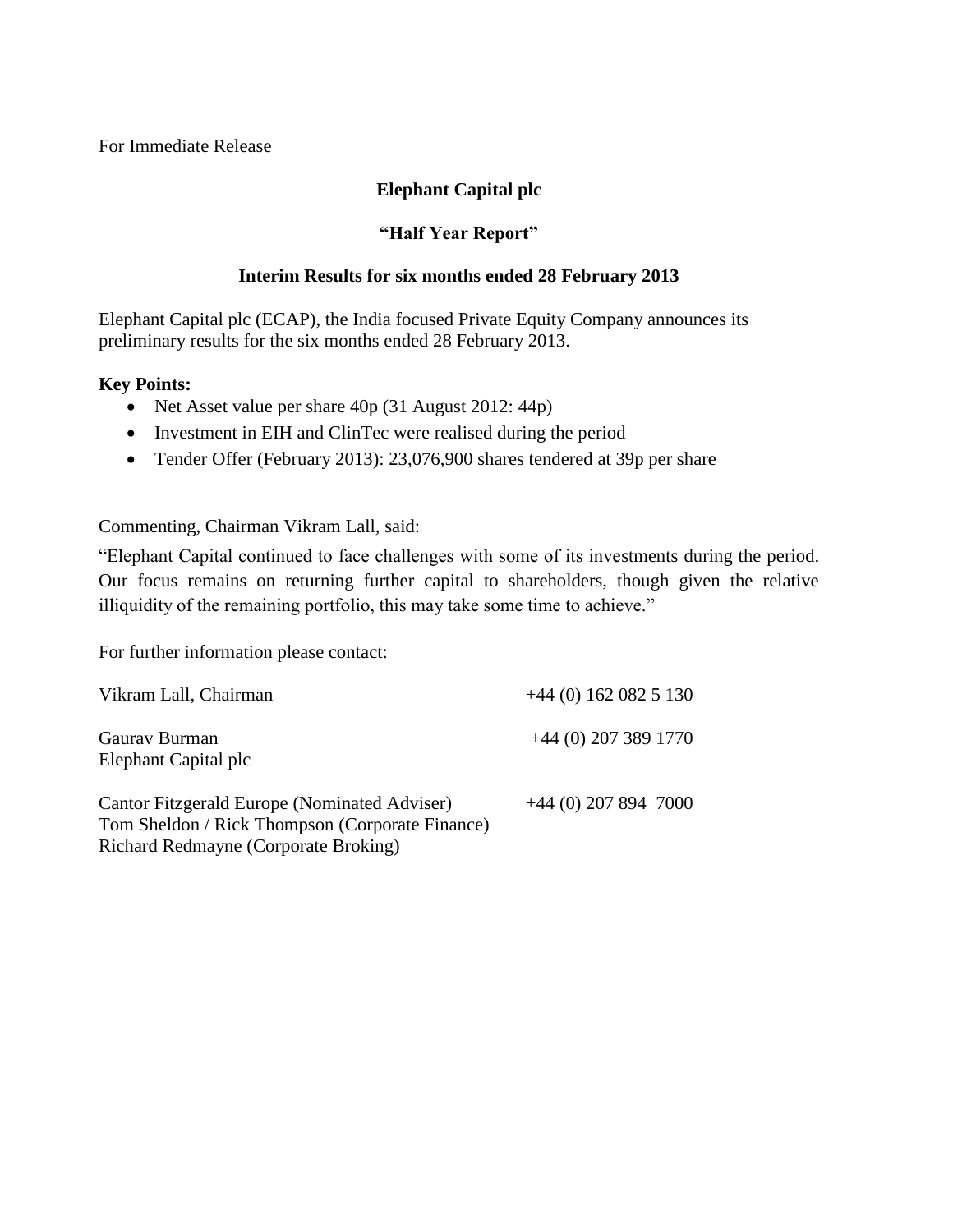For Immediate Release

# Elephant Capital plc

## "Half Year Report"

## Interim Results for six months ended 28 February 2013

Elephant Capital plc (ECAP), the India focused Private Equity Company announces its preliminary results for the six months ended 28 February 2013.

**Key Points:**

- Net Asset value per share 40p (31 August 2012: 44p)
- Investment in EIH and ClinTec were realised during the period
- Tender Offer (February 2013): 23,076,900 shares tendered at 39p per share

Commenting, Chairman Vikram Lall, said:

"Elephant Capital continued to face challenges with some of its investments during the period. Our focus remains on returning further capital to shareholders, though given the relative illiquidity of the remaining portfolio, this may take some time to achieve."

For further information please contact:

| | |
|---|---|
| Vikram Lall, Chairman | +44 (0) 162 082 5 130 |
| Gaurav Burman<br>Elephant Capital plc | +44 (0) 207 389 1770 |
| Cantor Fitzgerald Europe (Nominated Adviser)<br>Tom Sheldon / Rick Thompson (Corporate Finance)<br>Richard Redmayne (Corporate Broking) | +44 (0) 207 894 7000 |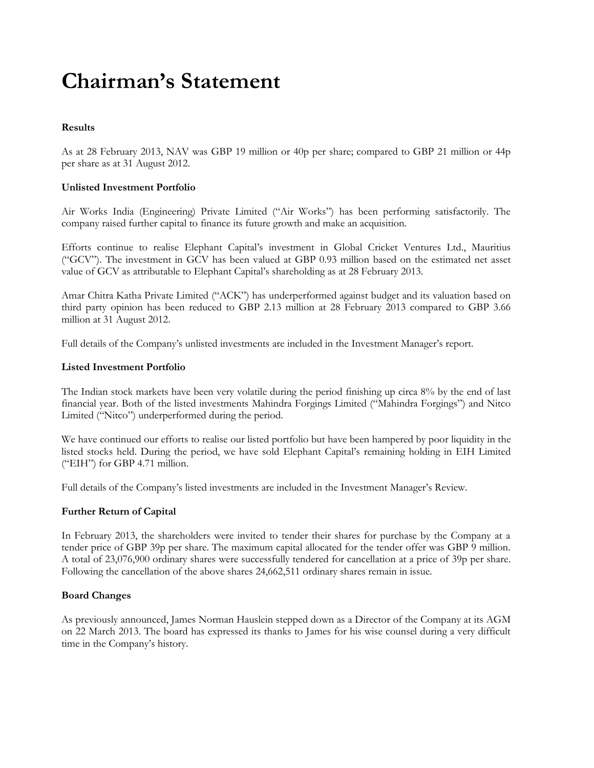# Chairman's Statement

### Results

As at 28 February 2013, NAV was GBP 19 million or 40p per share; compared to GBP 21 million or 44p per share as at 31 August 2012.

### Unlisted Investment Portfolio

Air Works India (Engineering) Private Limited ("Air Works") has been performing satisfactorily. The company raised further capital to finance its future growth and make an acquisition.

Efforts continue to realise Elephant Capital's investment in Global Cricket Ventures Ltd., Mauritius ("GCV"). The investment in GCV has been valued at GBP 0.93 million based on the estimated net asset value of GCV as attributable to Elephant Capital's shareholding as at 28 February 2013.

Amar Chitra Katha Private Limited ("ACK") has underperformed against budget and its valuation based on third party opinion has been reduced to GBP 2.13 million at 28 February 2013 compared to GBP 3.66 million at 31 August 2012.

Full details of the Company's unlisted investments are included in the Investment Manager's report.

### Listed Investment Portfolio

The Indian stock markets have been very volatile during the period finishing up circa 8% by the end of last financial year. Both of the listed investments Mahindra Forgings Limited ("Mahindra Forgings") and Nitco Limited ("Nitco") underperformed during the period.

We have continued our efforts to realise our listed portfolio but have been hampered by poor liquidity in the listed stocks held. During the period, we have sold Elephant Capital's remaining holding in EIH Limited ("EIH") for GBP 4.71 million.

Full details of the Company's listed investments are included in the Investment Manager's Review.

### Further Return of Capital

In February 2013, the shareholders were invited to tender their shares for purchase by the Company at a tender price of GBP 39p per share. The maximum capital allocated for the tender offer was GBP 9 million. A total of 23,076,900 ordinary shares were successfully tendered for cancellation at a price of 39p per share. Following the cancellation of the above shares 24,662,511 ordinary shares remain in issue.

### Board Changes

As previously announced, James Norman Hauslein stepped down as a Director of the Company at its AGM on 22 March 2013. The board has expressed its thanks to James for his wise counsel during a very difficult time in the Company's history.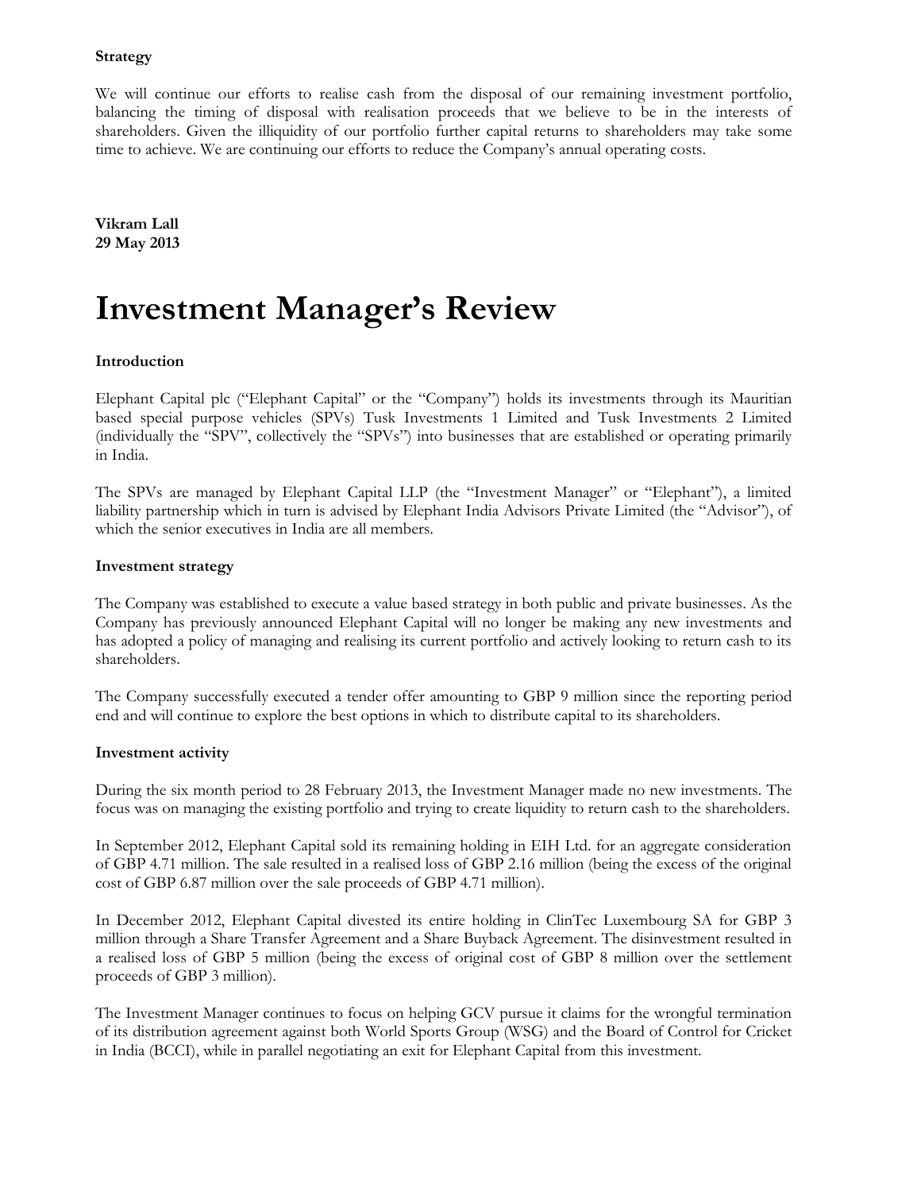**Strategy**

We will continue our efforts to realise cash from the disposal of our remaining investment portfolio, balancing the timing of disposal with realisation proceeds that we believe to be in the interests of shareholders. Given the illiquidity of our portfolio further capital returns to shareholders may take some time to achieve. We are continuing our efforts to reduce the Company's annual operating costs.

**Vikram Lall**
**29 May 2013**

# Investment Manager's Review

**Introduction**

Elephant Capital plc ("Elephant Capital" or the "Company") holds its investments through its Mauritian based special purpose vehicles (SPVs) Tusk Investments 1 Limited and Tusk Investments 2 Limited (individually the "SPV", collectively the "SPVs") into businesses that are established or operating primarily in India.

The SPVs are managed by Elephant Capital LLP (the "Investment Manager" or "Elephant"), a limited liability partnership which in turn is advised by Elephant India Advisors Private Limited (the "Advisor"), of which the senior executives in India are all members.

**Investment strategy**

The Company was established to execute a value based strategy in both public and private businesses. As the Company has previously announced Elephant Capital will no longer be making any new investments and has adopted a policy of managing and realising its current portfolio and actively looking to return cash to its shareholders.

The Company successfully executed a tender offer amounting to GBP 9 million since the reporting period end and will continue to explore the best options in which to distribute capital to its shareholders.

**Investment activity**

During the six month period to 28 February 2013, the Investment Manager made no new investments. The focus was on managing the existing portfolio and trying to create liquidity to return cash to the shareholders.

In September 2012, Elephant Capital sold its remaining holding in EIH Ltd. for an aggregate consideration of GBP 4.71 million. The sale resulted in a realised loss of GBP 2.16 million (being the excess of the original cost of GBP 6.87 million over the sale proceeds of GBP 4.71 million).

In December 2012, Elephant Capital divested its entire holding in ClinTec Luxembourg SA for GBP 3 million through a Share Transfer Agreement and a Share Buyback Agreement. The disinvestment resulted in a realised loss of GBP 5 million (being the excess of original cost of GBP 8 million over the settlement proceeds of GBP 3 million).

The Investment Manager continues to focus on helping GCV pursue it claims for the wrongful termination of its distribution agreement against both World Sports Group (WSG) and the Board of Control for Cricket in India (BCCI), while in parallel negotiating an exit for Elephant Capital from this investment.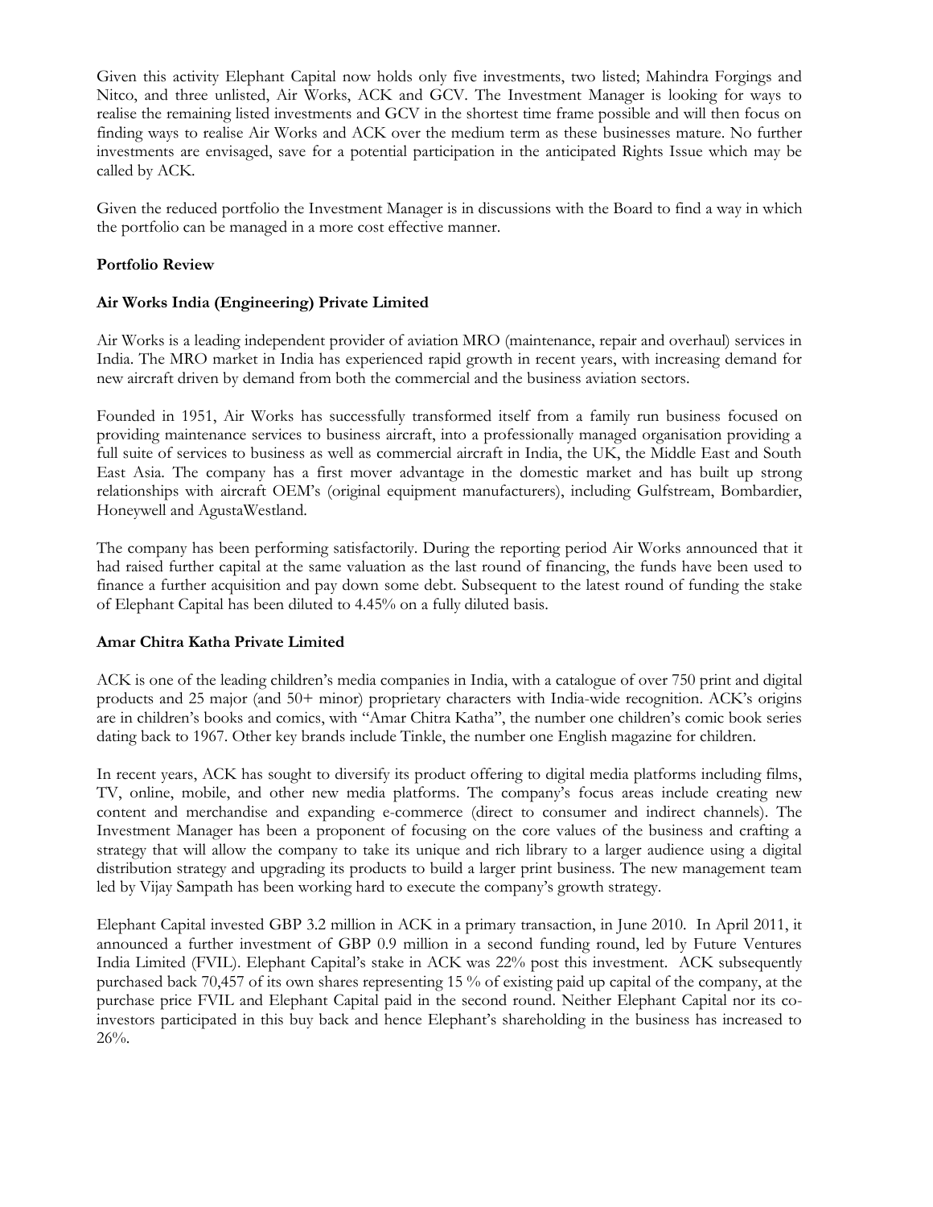Given this activity Elephant Capital now holds only five investments, two listed; Mahindra Forgings and Nitco, and three unlisted, Air Works, ACK and GCV. The Investment Manager is looking for ways to realise the remaining listed investments and GCV in the shortest time frame possible and will then focus on finding ways to realise Air Works and ACK over the medium term as these businesses mature. No further investments are envisaged, save for a potential participation in the anticipated Rights Issue which may be called by ACK.

Given the reduced portfolio the Investment Manager is in discussions with the Board to find a way in which the portfolio can be managed in a more cost effective manner.

**Portfolio Review**

**Air Works India (Engineering) Private Limited**

Air Works is a leading independent provider of aviation MRO (maintenance, repair and overhaul) services in India. The MRO market in India has experienced rapid growth in recent years, with increasing demand for new aircraft driven by demand from both the commercial and the business aviation sectors.

Founded in 1951, Air Works has successfully transformed itself from a family run business focused on providing maintenance services to business aircraft, into a professionally managed organisation providing a full suite of services to business as well as commercial aircraft in India, the UK, the Middle East and South East Asia. The company has a first mover advantage in the domestic market and has built up strong relationships with aircraft OEM's (original equipment manufacturers), including Gulfstream, Bombardier, Honeywell and AgustaWestland.

The company has been performing satisfactorily. During the reporting period Air Works announced that it had raised further capital at the same valuation as the last round of financing, the funds have been used to finance a further acquisition and pay down some debt. Subsequent to the latest round of funding the stake of Elephant Capital has been diluted to 4.45% on a fully diluted basis.

**Amar Chitra Katha Private Limited**

ACK is one of the leading children's media companies in India, with a catalogue of over 750 print and digital products and 25 major (and 50+ minor) proprietary characters with India-wide recognition. ACK's origins are in children's books and comics, with "Amar Chitra Katha", the number one children's comic book series dating back to 1967. Other key brands include Tinkle, the number one English magazine for children.

In recent years, ACK has sought to diversify its product offering to digital media platforms including films, TV, online, mobile, and other new media platforms. The company's focus areas include creating new content and merchandise and expanding e-commerce (direct to consumer and indirect channels). The Investment Manager has been a proponent of focusing on the core values of the business and crafting a strategy that will allow the company to take its unique and rich library to a larger audience using a digital distribution strategy and upgrading its products to build a larger print business. The new management team led by Vijay Sampath has been working hard to execute the company's growth strategy.

Elephant Capital invested GBP 3.2 million in ACK in a primary transaction, in June 2010. In April 2011, it announced a further investment of GBP 0.9 million in a second funding round, led by Future Ventures India Limited (FVIL). Elephant Capital's stake in ACK was 22% post this investment. ACK subsequently purchased back 70,457 of its own shares representing 15 % of existing paid up capital of the company, at the purchase price FVIL and Elephant Capital paid in the second round. Neither Elephant Capital nor its co-investors participated in this buy back and hence Elephant's shareholding in the business has increased to 26%.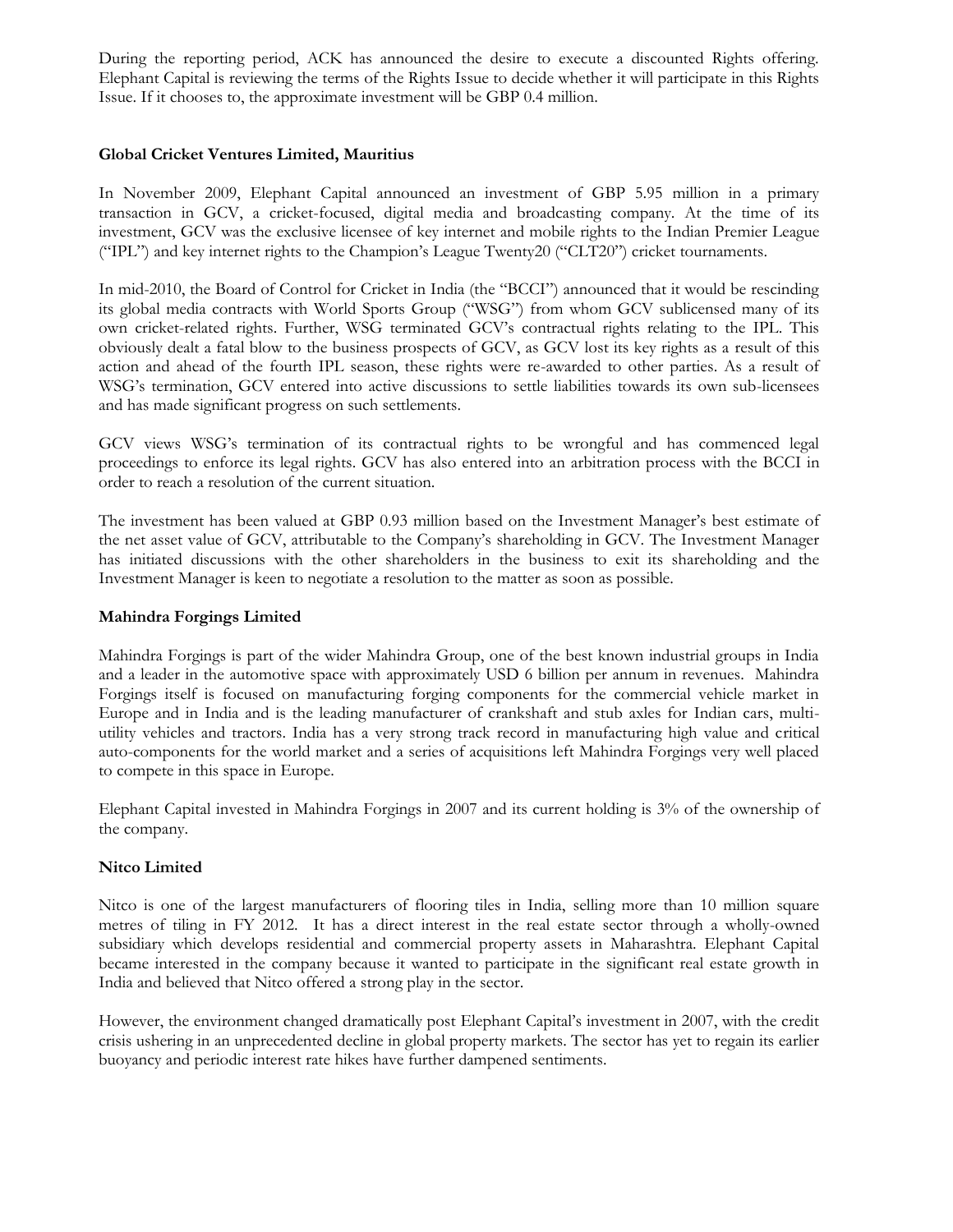During the reporting period, ACK has announced the desire to execute a discounted Rights offering. Elephant Capital is reviewing the terms of the Rights Issue to decide whether it will participate in this Rights Issue. If it chooses to, the approximate investment will be GBP 0.4 million.

**Global Cricket Ventures Limited, Mauritius**

In November 2009, Elephant Capital announced an investment of GBP 5.95 million in a primary transaction in GCV, a cricket-focused, digital media and broadcasting company. At the time of its investment, GCV was the exclusive licensee of key internet and mobile rights to the Indian Premier League ("IPL") and key internet rights to the Champion's League Twenty20 ("CLT20") cricket tournaments.

In mid-2010, the Board of Control for Cricket in India (the "BCCI") announced that it would be rescinding its global media contracts with World Sports Group ("WSG") from whom GCV sublicensed many of its own cricket-related rights. Further, WSG terminated GCV's contractual rights relating to the IPL. This obviously dealt a fatal blow to the business prospects of GCV, as GCV lost its key rights as a result of this action and ahead of the fourth IPL season, these rights were re-awarded to other parties. As a result of WSG's termination, GCV entered into active discussions to settle liabilities towards its own sub-licensees and has made significant progress on such settlements.

GCV views WSG's termination of its contractual rights to be wrongful and has commenced legal proceedings to enforce its legal rights. GCV has also entered into an arbitration process with the BCCI in order to reach a resolution of the current situation.

The investment has been valued at GBP 0.93 million based on the Investment Manager's best estimate of the net asset value of GCV, attributable to the Company's shareholding in GCV. The Investment Manager has initiated discussions with the other shareholders in the business to exit its shareholding and the Investment Manager is keen to negotiate a resolution to the matter as soon as possible.

**Mahindra Forgings Limited**

Mahindra Forgings is part of the wider Mahindra Group, one of the best known industrial groups in India and a leader in the automotive space with approximately USD 6 billion per annum in revenues. Mahindra Forgings itself is focused on manufacturing forging components for the commercial vehicle market in Europe and in India and is the leading manufacturer of crankshaft and stub axles for Indian cars, multi-utility vehicles and tractors. India has a very strong track record in manufacturing high value and critical auto-components for the world market and a series of acquisitions left Mahindra Forgings very well placed to compete in this space in Europe.

Elephant Capital invested in Mahindra Forgings in 2007 and its current holding is 3% of the ownership of the company.

**Nitco Limited**

Nitco is one of the largest manufacturers of flooring tiles in India, selling more than 10 million square metres of tiling in FY 2012. It has a direct interest in the real estate sector through a wholly-owned subsidiary which develops residential and commercial property assets in Maharashtra. Elephant Capital became interested in the company because it wanted to participate in the significant real estate growth in India and believed that Nitco offered a strong play in the sector.

However, the environment changed dramatically post Elephant Capital's investment in 2007, with the credit crisis ushering in an unprecedented decline in global property markets. The sector has yet to regain its earlier buoyancy and periodic interest rate hikes have further dampened sentiments.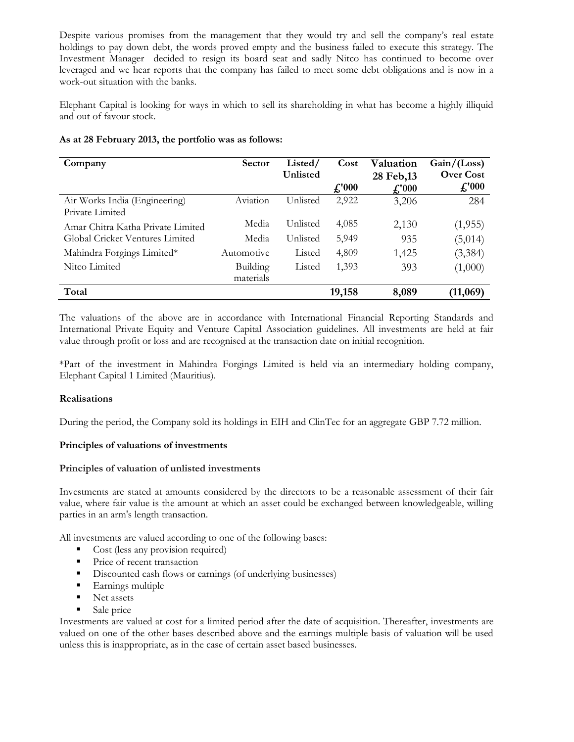Despite various promises from the management that they would try and sell the company's real estate holdings to pay down debt, the words proved empty and the business failed to execute this strategy. The Investment Manager decided to resign its board seat and sadly Nitco has continued to become over leveraged and we hear reports that the company has failed to meet some debt obligations and is now in a work-out situation with the banks.

Elephant Capital is looking for ways in which to sell its shareholding in what has become a highly illiquid and out of favour stock.

**As at 28 February 2013, the portfolio was as follows:**

| Company | Sector | Listed/ Unlisted | Cost £'000 | Valuation 28 Feb,13 £'000 | Gain/(Loss) Over Cost £'000 |
|---|---|---|---|---|---|
| Air Works India (Engineering) Private Limited | Aviation | Unlisted | 2,922 | 3,206 | 284 |
| Amar Chitra Katha Private Limited | Media | Unlisted | 4,085 | 2,130 | (1,955) |
| Global Cricket Ventures Limited | Media | Unlisted | 5,949 | 935 | (5,014) |
| Mahindra Forgings Limited* | Automotive | Listed | 4,809 | 1,425 | (3,384) |
| Nitco Limited | Building materials | Listed | 1,393 | 393 | (1,000) |
| **Total** | | | **19,158** | **8,089** | **(11,069)** |

The valuations of the above are in accordance with International Financial Reporting Standards and International Private Equity and Venture Capital Association guidelines. All investments are held at fair value through profit or loss and are recognised at the transaction date on initial recognition.

*Part of the investment in Mahindra Forgings Limited is held via an intermediary holding company, Elephant Capital 1 Limited (Mauritius).

**Realisations**

During the period, the Company sold its holdings in EIH and ClinTec for an aggregate GBP 7.72 million.

**Principles of valuations of investments**

**Principles of valuation of unlisted investments**

Investments are stated at amounts considered by the directors to be a reasonable assessment of their fair value, where fair value is the amount at which an asset could be exchanged between knowledgeable, willing parties in an arm's length transaction.

All investments are valued according to one of the following bases:

- Cost (less any provision required)
- Price of recent transaction
- Discounted cash flows or earnings (of underlying businesses)
- Earnings multiple
- Net assets
- Sale price

Investments are valued at cost for a limited period after the date of acquisition. Thereafter, investments are valued on one of the other bases described above and the earnings multiple basis of valuation will be used unless this is inappropriate, as in the case of certain asset based businesses.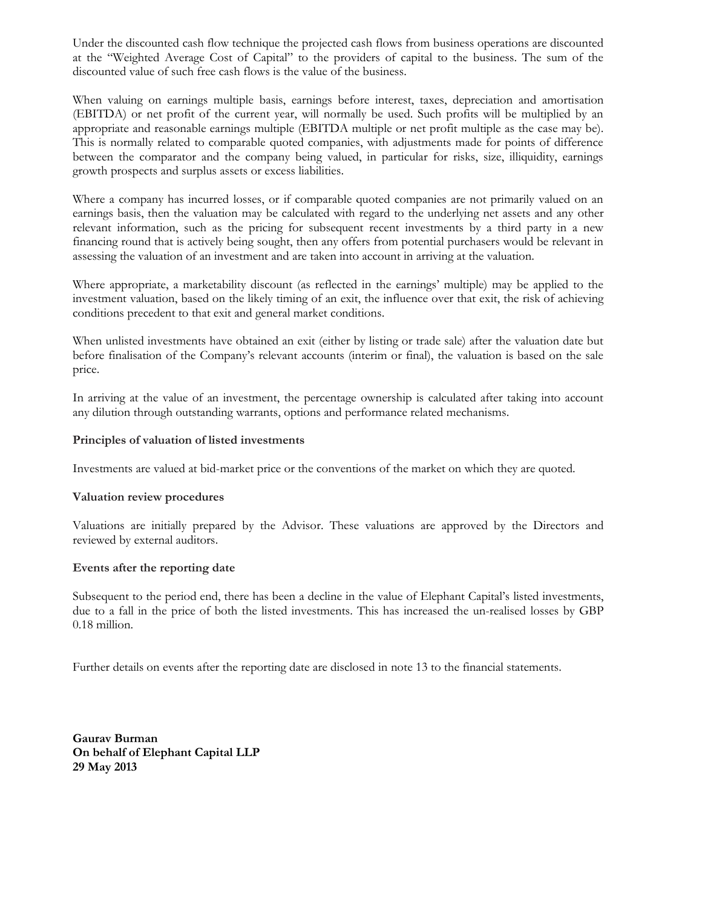Under the discounted cash flow technique the projected cash flows from business operations are discounted at the "Weighted Average Cost of Capital" to the providers of capital to the business. The sum of the discounted value of such free cash flows is the value of the business.

When valuing on earnings multiple basis, earnings before interest, taxes, depreciation and amortisation (EBITDA) or net profit of the current year, will normally be used. Such profits will be multiplied by an appropriate and reasonable earnings multiple (EBITDA multiple or net profit multiple as the case may be). This is normally related to comparable quoted companies, with adjustments made for points of difference between the comparator and the company being valued, in particular for risks, size, illiquidity, earnings growth prospects and surplus assets or excess liabilities.

Where a company has incurred losses, or if comparable quoted companies are not primarily valued on an earnings basis, then the valuation may be calculated with regard to the underlying net assets and any other relevant information, such as the pricing for subsequent recent investments by a third party in a new financing round that is actively being sought, then any offers from potential purchasers would be relevant in assessing the valuation of an investment and are taken into account in arriving at the valuation.

Where appropriate, a marketability discount (as reflected in the earnings' multiple) may be applied to the investment valuation, based on the likely timing of an exit, the influence over that exit, the risk of achieving conditions precedent to that exit and general market conditions.

When unlisted investments have obtained an exit (either by listing or trade sale) after the valuation date but before finalisation of the Company's relevant accounts (interim or final), the valuation is based on the sale price.

In arriving at the value of an investment, the percentage ownership is calculated after taking into account any dilution through outstanding warrants, options and performance related mechanisms.

**Principles of valuation of listed investments**

Investments are valued at bid-market price or the conventions of the market on which they are quoted.

**Valuation review procedures**

Valuations are initially prepared by the Advisor. These valuations are approved by the Directors and reviewed by external auditors.

**Events after the reporting date**

Subsequent to the period end, there has been a decline in the value of Elephant Capital's listed investments, due to a fall in the price of both the listed investments. This has increased the un-realised losses by GBP 0.18 million.

Further details on events after the reporting date are disclosed in note 13 to the financial statements.

**Gaurav Burman**
**On behalf of Elephant Capital LLP**
**29 May 2013**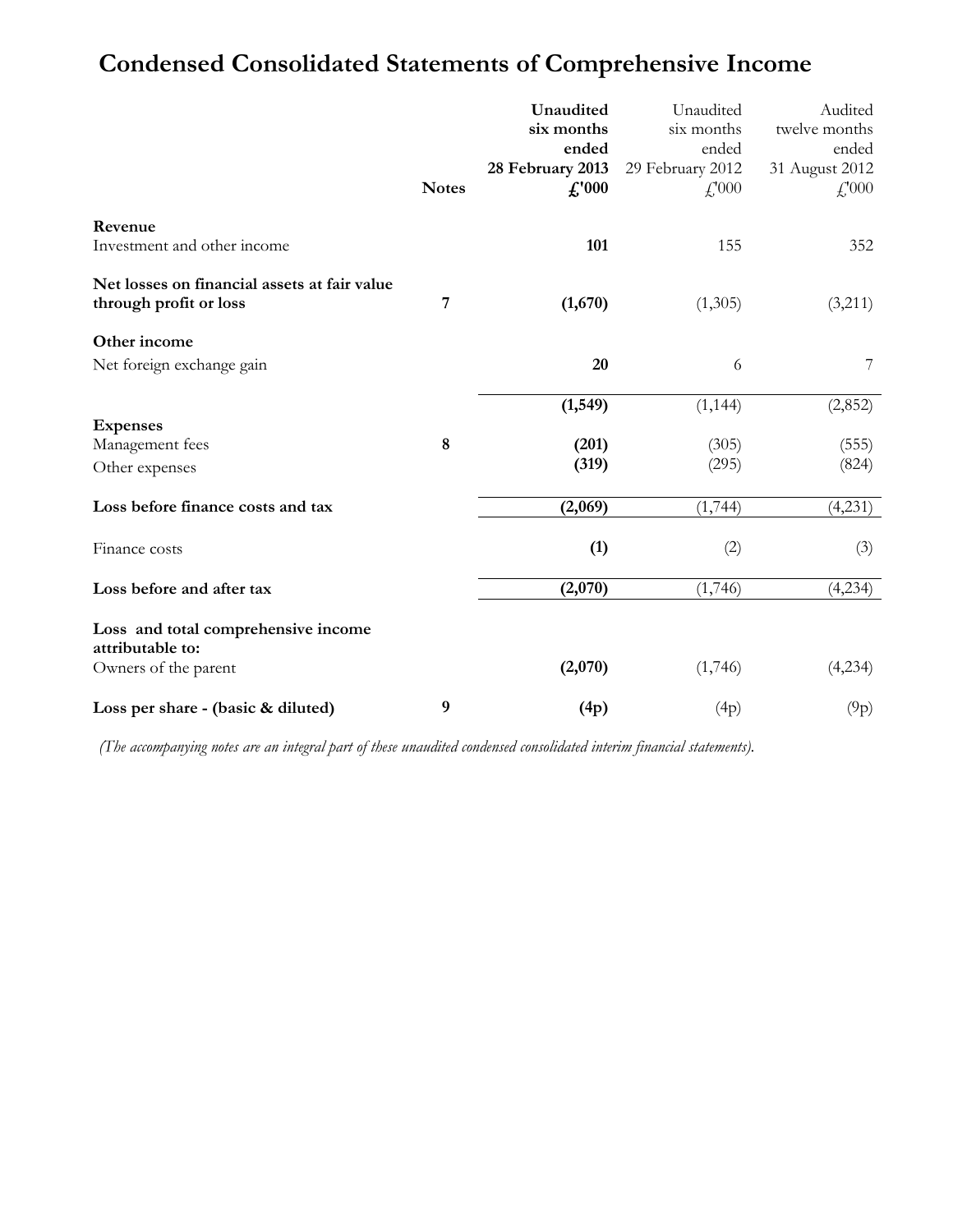# Condensed Consolidated Statements of Comprehensive Income

| | Notes | **Unaudited six months ended 28 February 2013 £'000** | Unaudited six months ended 29 February 2012 £'000 | Audited twelve months ended 31 August 2012 £'000 |
|---|---|---|---|---|
| **Revenue** | | | | |
| Investment and other income | | **101** | 155 | 352 |
| **Net losses on financial assets at fair value through profit or loss** | 7 | **(1,670)** | (1,305) | (3,211) |
| **Other income** | | | | |
| Net foreign exchange gain | | **20** | 6 | 7 |
| | | **(1,549)** | (1,144) | (2,852) |
| **Expenses** | | | | |
| Management fees | 8 | **(201)** | (305) | (555) |
| Other expenses | | **(319)** | (295) | (824) |
| **Loss before finance costs and tax** | | **(2,069)** | (1,744) | (4,231) |
| Finance costs | | **(1)** | (2) | (3) |
| **Loss before and after tax** | | **(2,070)** | (1,746) | (4,234) |
| **Loss and total comprehensive income attributable to:** | | | | |
| Owners of the parent | | **(2,070)** | (1,746) | (4,234) |
| **Loss per share - (basic & diluted)** | 9 | **(4p)** | (4p) | (9p) |

*(The accompanying notes are an integral part of these unaudited condensed consolidated interim financial statements).*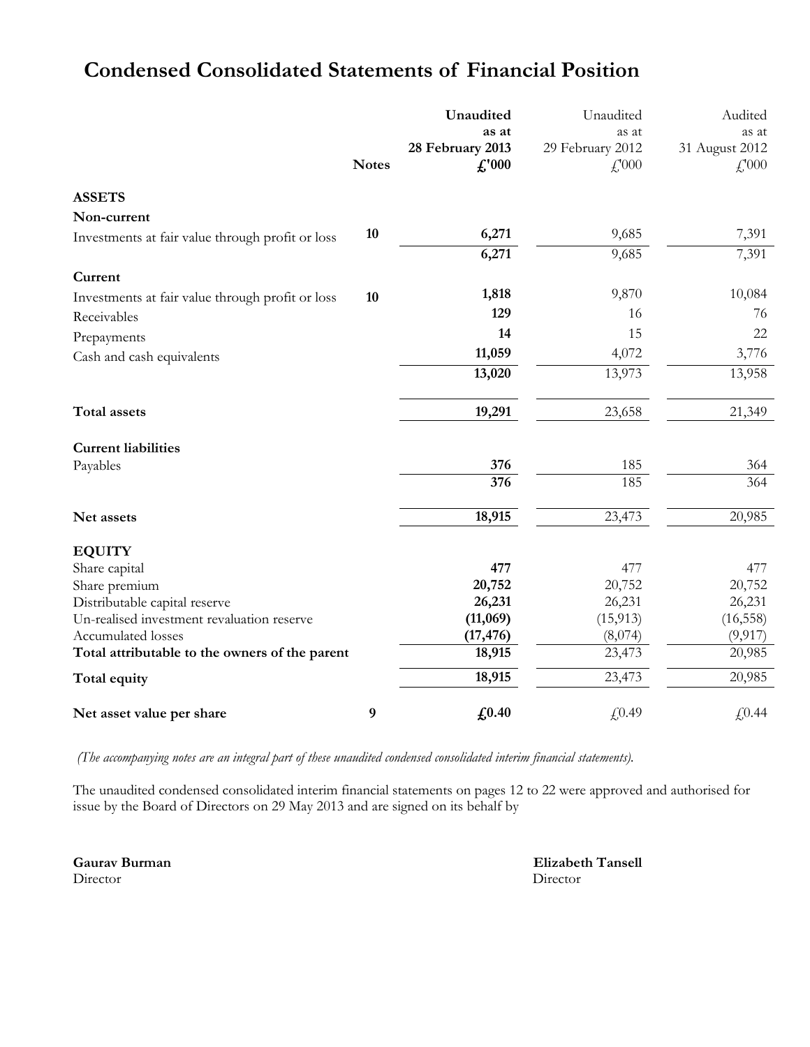# Condensed Consolidated Statements of Financial Position

| | Notes | **Unaudited as at 28 February 2013 £'000** | Unaudited as at 29 February 2012 £'000 | Audited as at 31 August 2012 £'000 |
|---|---|---|---|---|
| **ASSETS** | | | | |
| **Non-current** | | | | |
| Investments at fair value through profit or loss | **10** | **6,271** | 9,685 | 7,391 |
| | | **6,271** | 9,685 | 7,391 |
| **Current** | | | | |
| Investments at fair value through profit or loss | **10** | **1,818** | 9,870 | 10,084 |
| Receivables | | **129** | 16 | 76 |
| Prepayments | | **14** | 15 | 22 |
| Cash and cash equivalents | | **11,059** | 4,072 | 3,776 |
| | | **13,020** | 13,973 | 13,958 |
| **Total assets** | | **19,291** | 23,658 | 21,349 |
| **Current liabilities** | | | | |
| Payables | | **376** | 185 | 364 |
| | | **376** | 185 | 364 |
| **Net assets** | | **18,915** | 23,473 | 20,985 |
| **EQUITY** | | | | |
| Share capital | | **477** | 477 | 477 |
| Share premium | | **20,752** | 20,752 | 20,752 |
| Distributable capital reserve | | **26,231** | 26,231 | 26,231 |
| Un-realised investment revaluation reserve | | **(11,069)** | (15,913) | (16,558) |
| Accumulated losses | | **(17,476)** | (8,074) | (9,917) |
| **Total attributable to the owners of the parent** | | **18,915** | 23,473 | 20,985 |
| **Total equity** | | **18,915** | 23,473 | 20,985 |
| **Net asset value per share** | **9** | **£0.40** | £0.49 | £0.44 |

*(The accompanying notes are an integral part of these unaudited condensed consolidated interim financial statements).*

The unaudited condensed consolidated interim financial statements on pages 12 to 22 were approved and authorised for issue by the Board of Directors on 29 May 2013 and are signed on its behalf by

**Gaurav Burman**
Director

**Elizabeth Tansell**
Director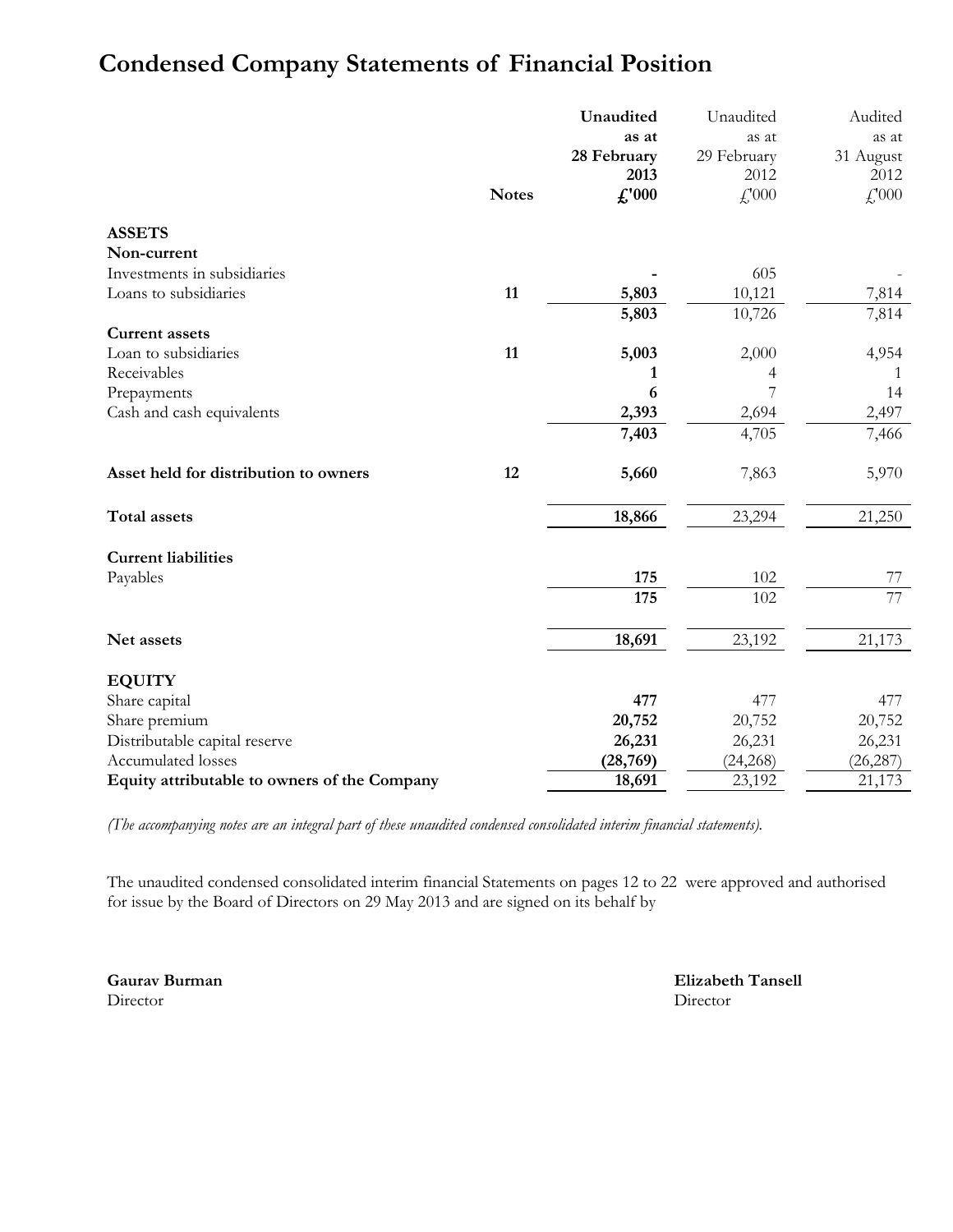# Condensed Company Statements of Financial Position

| | Notes | **Unaudited as at 28 February 2013 £'000** | Unaudited as at 29 February 2012 £'000 | Audited as at 31 August 2012 £'000 |
|---|---|---|---|---|
| **ASSETS** | | | | |
| **Non-current** | | | | |
| Investments in subsidiaries | | **-** | 605 | - |
| Loans to subsidiaries | **11** | **5,803** | 10,121 | 7,814 |
| | | **5,803** | 10,726 | 7,814 |
| **Current assets** | | | | |
| Loan to subsidiaries | **11** | **5,003** | 2,000 | 4,954 |
| Receivables | | **1** | 4 | 1 |
| Prepayments | | **6** | 7 | 14 |
| Cash and cash equivalents | | **2,393** | 2,694 | 2,497 |
| | | **7,403** | 4,705 | 7,466 |
| **Asset held for distribution to owners** | **12** | **5,660** | 7,863 | 5,970 |
| **Total assets** | | **18,866** | 23,294 | 21,250 |
| **Current liabilities** | | | | |
| Payables | | **175** | 102 | 77 |
| | | **175** | 102 | 77 |
| **Net assets** | | **18,691** | 23,192 | 21,173 |
| **EQUITY** | | | | |
| Share capital | | **477** | 477 | 477 |
| Share premium | | **20,752** | 20,752 | 20,752 |
| Distributable capital reserve | | **26,231** | 26,231 | 26,231 |
| Accumulated losses | | **(28,769)** | (24,268) | (26,287) |
| **Equity attributable to owners of the Company** | | **18,691** | 23,192 | 21,173 |

*(The accompanying notes are an integral part of these unaudited condensed consolidated interim financial statements).*

The unaudited condensed consolidated interim financial Statements on pages 12 to 22 were approved and authorised for issue by the Board of Directors on 29 May 2013 and are signed on its behalf by

**Gaurav Burman**
Director

**Elizabeth Tansell**
Director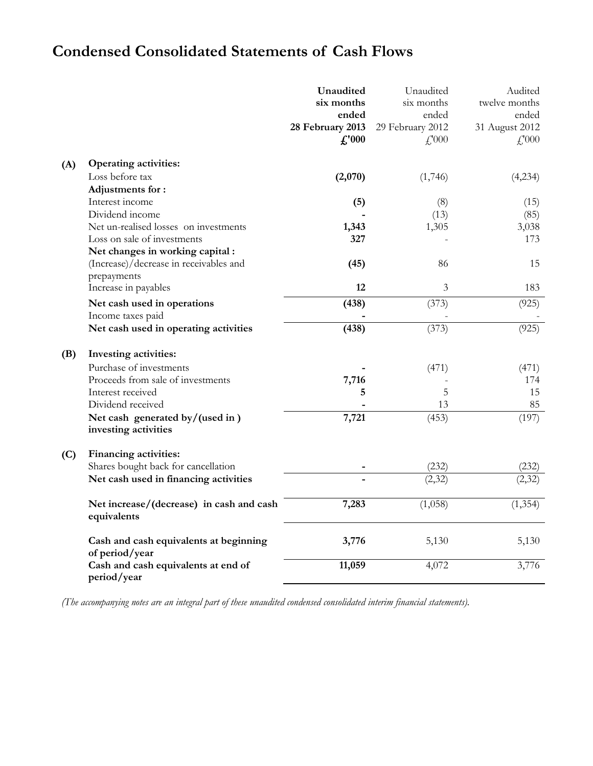# Condensed Consolidated Statements of Cash Flows

| | | **Unaudited six months ended 28 February 2013 £'000** | Unaudited six months ended 29 February 2012 £'000 | Audited twelve months ended 31 August 2012 £'000 |
|---|---|---|---|---|
| **(A)** | **Operating activities:** | | | |
| | Loss before tax | **(2,070)** | (1,746) | (4,234) |
| | **Adjustments for :** | | | |
| | Interest income | **(5)** | (8) | (15) |
| | Dividend income | **-** | (13) | (85) |
| | Net un-realised losses on investments | **1,343** | 1,305 | 3,038 |
| | Loss on sale of investments | **327** | - | 173 |
| | **Net changes in working capital :** | | | |
| | (Increase)/decrease in receivables and prepayments | **(45)** | 86 | 15 |
| | Increase in payables | **12** | 3 | 183 |
| | **Net cash used in operations** | **(438)** | (373) | (925) |
| | Income taxes paid | **-** | - | - |
| | **Net cash used in operating activities** | **(438)** | (373) | (925) |
| **(B)** | **Investing activities:** | | | |
| | Purchase of investments | **-** | (471) | (471) |
| | Proceeds from sale of investments | **7,716** | - | 174 |
| | Interest received | **5** | 5 | 15 |
| | Dividend received | **-** | 13 | 85 |
| | **Net cash generated by/(used in ) investing activities** | **7,721** | (453) | (197) |
| **(C)** | **Financing activities:** | | | |
| | Shares bought back for cancellation | **-** | (232) | (232) |
| | **Net cash used in financing activities** | **-** | (2,32) | (2,32) |
| | **Net increase/(decrease) in cash and cash equivalents** | **7,283** | (1,058) | (1,354) |
| | **Cash and cash equivalents at beginning of period/year** | **3,776** | 5,130 | 5,130 |
| | **Cash and cash equivalents at end of period/year** | **11,059** | 4,072 | 3,776 |

*(The accompanying notes are an integral part of these unaudited condensed consolidated interim financial statements).*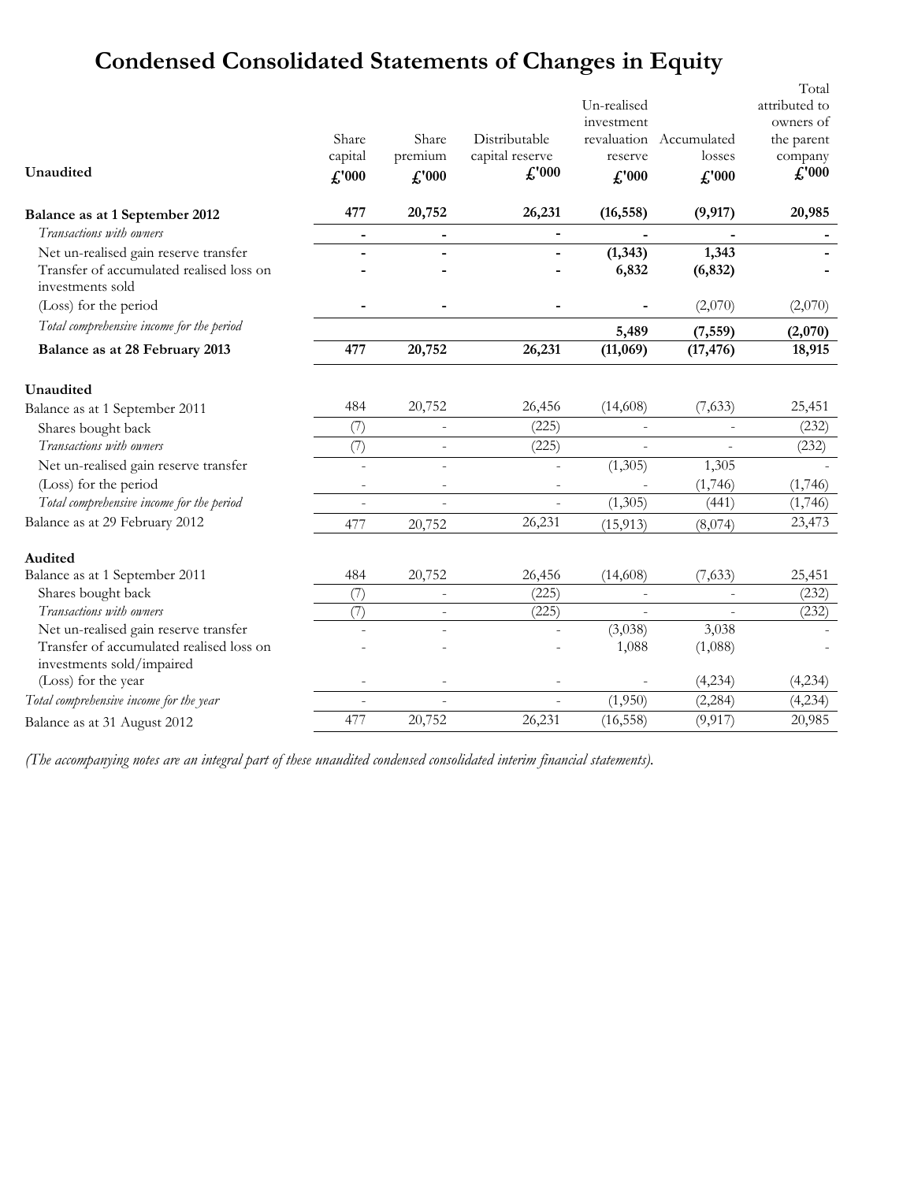# Condensed Consolidated Statements of Changes in Equity

| Unaudited | Share capital £'000 | Share premium £'000 | Distributable capital reserve £'000 | Un-realised investment revaluation reserve £'000 | Accumulated losses £'000 | Total attributed to owners of the parent company £'000 |
|---|---|---|---|---|---|---|
| **Balance as at 1 September 2012** | **477** | **20,752** | **26,231** | **(16,558)** | **(9,917)** | **20,985** |
| *Transactions with owners* | **-** | **-** | **-** | **-** | **-** | **-** |
| Net un-realised gain reserve transfer | **-** | **-** | **-** | **(1,343)** | **1,343** | **-** |
| Transfer of accumulated realised loss on investments sold | **-** | **-** | **-** | **6,832** | **(6,832)** | **-** |
| (Loss) for the period | **-** | **-** | **-** | **-** | (2,070) | (2,070) |
| *Total comprehensive income for the period* | | | | **5,489** | **(7,559)** | **(2,070)** |
| **Balance as at 28 February 2013** | **477** | **20,752** | **26,231** | **(11,069)** | **(17,476)** | **18,915** |
| | | | | | | |
| **Unaudited** | | | | | | |
| Balance as at 1 September 2011 | 484 | 20,752 | 26,456 | (14,608) | (7,633) | 25,451 |
| Shares bought back | (7) | - | (225) | - | - | (232) |
| *Transactions with owners* | (7) | - | (225) | - | - | (232) |
| Net un-realised gain reserve transfer | - | - | - | (1,305) | 1,305 | - |
| (Loss) for the period | - | - | - | - | (1,746) | (1,746) |
| *Total comprehensive income for the period* | - | - | - | (1,305) | (441) | (1,746) |
| Balance as at 29 February 2012 | 477 | 20,752 | 26,231 | (15,913) | (8,074) | 23,473 |
| | | | | | | |
| **Audited** | | | | | | |
| Balance as at 1 September 2011 | 484 | 20,752 | 26,456 | (14,608) | (7,633) | 25,451 |
| Shares bought back | (7) | - | (225) | - | - | (232) |
| *Transactions with owners* | (7) | - | (225) | - | - | (232) |
| Net un-realised gain reserve transfer | - | - | - | (3,038) | 3,038 | - |
| Transfer of accumulated realised loss on investments sold/impaired | - | - | - | 1,088 | (1,088) | - |
| (Loss) for the year | - | - | - | - | (4,234) | (4,234) |
| *Total comprehensive income for the year* | - | - | - | (1,950) | (2,284) | (4,234) |
| Balance as at 31 August 2012 | 477 | 20,752 | 26,231 | (16,558) | (9,917) | 20,985 |

*(The accompanying notes are an integral part of these unaudited condensed consolidated interim financial statements).*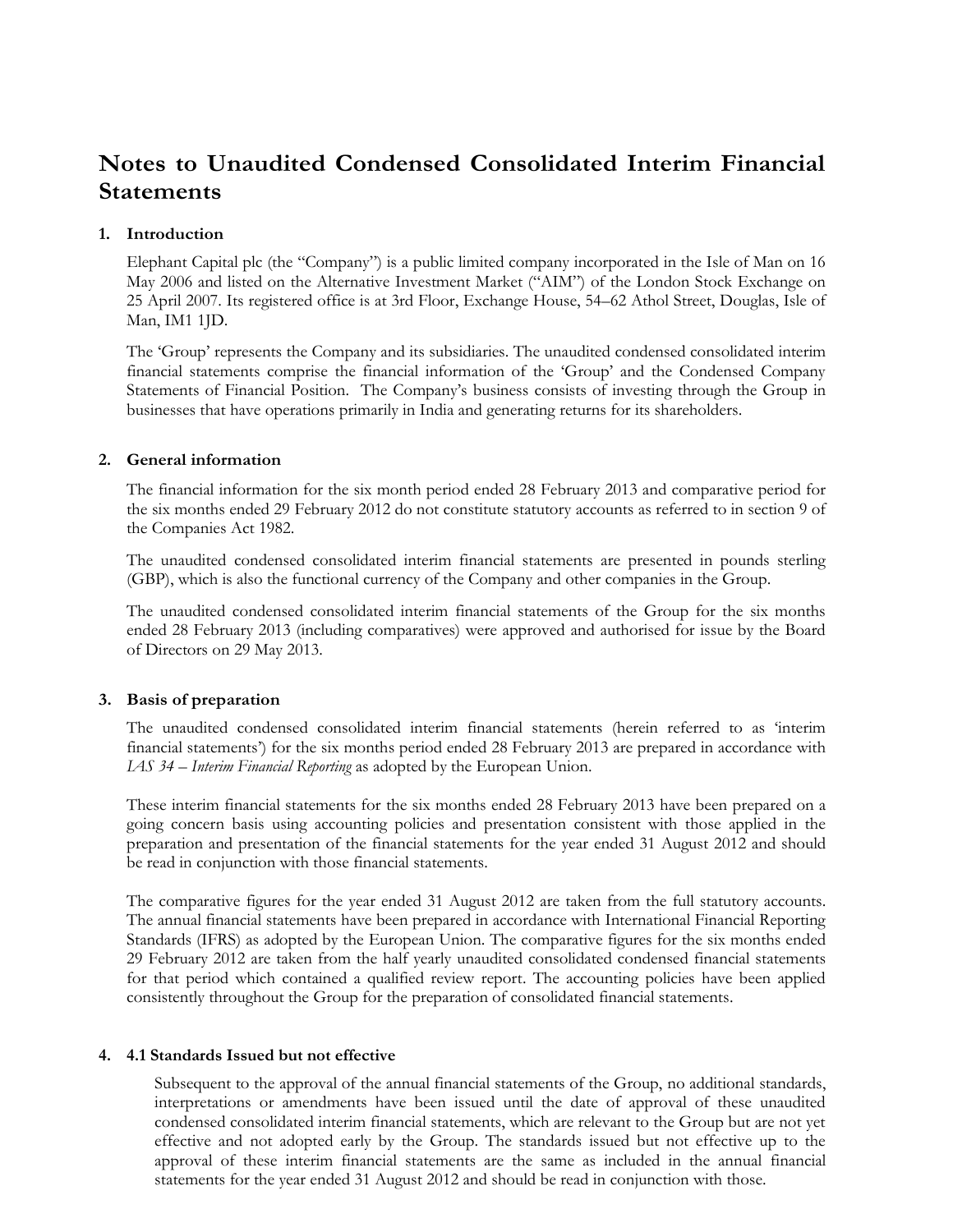# Notes to Unaudited Condensed Consolidated Interim Financial Statements

## 1. Introduction

Elephant Capital plc (the "Company") is a public limited company incorporated in the Isle of Man on 16 May 2006 and listed on the Alternative Investment Market ("AIM") of the London Stock Exchange on 25 April 2007. Its registered office is at 3rd Floor, Exchange House, 54–62 Athol Street, Douglas, Isle of Man, IM1 1JD.

The 'Group' represents the Company and its subsidiaries. The unaudited condensed consolidated interim financial statements comprise the financial information of the 'Group' and the Condensed Company Statements of Financial Position. The Company's business consists of investing through the Group in businesses that have operations primarily in India and generating returns for its shareholders.

## 2. General information

The financial information for the six month period ended 28 February 2013 and comparative period for the six months ended 29 February 2012 do not constitute statutory accounts as referred to in section 9 of the Companies Act 1982.

The unaudited condensed consolidated interim financial statements are presented in pounds sterling (GBP), which is also the functional currency of the Company and other companies in the Group.

The unaudited condensed consolidated interim financial statements of the Group for the six months ended 28 February 2013 (including comparatives) were approved and authorised for issue by the Board of Directors on 29 May 2013.

## 3. Basis of preparation

The unaudited condensed consolidated interim financial statements (herein referred to as 'interim financial statements') for the six months period ended 28 February 2013 are prepared in accordance with *IAS 34 – Interim Financial Reporting* as adopted by the European Union.

These interim financial statements for the six months ended 28 February 2013 have been prepared on a going concern basis using accounting policies and presentation consistent with those applied in the preparation and presentation of the financial statements for the year ended 31 August 2012 and should be read in conjunction with those financial statements.

The comparative figures for the year ended 31 August 2012 are taken from the full statutory accounts. The annual financial statements have been prepared in accordance with International Financial Reporting Standards (IFRS) as adopted by the European Union. The comparative figures for the six months ended 29 February 2012 are taken from the half yearly unaudited consolidated condensed financial statements for that period which contained a qualified review report. The accounting policies have been applied consistently throughout the Group for the preparation of consolidated financial statements.

## 4. 4.1 Standards Issued but not effective

Subsequent to the approval of the annual financial statements of the Group, no additional standards, interpretations or amendments have been issued until the date of approval of these unaudited condensed consolidated interim financial statements, which are relevant to the Group but are not yet effective and not adopted early by the Group. The standards issued but not effective up to the approval of these interim financial statements are the same as included in the annual financial statements for the year ended 31 August 2012 and should be read in conjunction with those.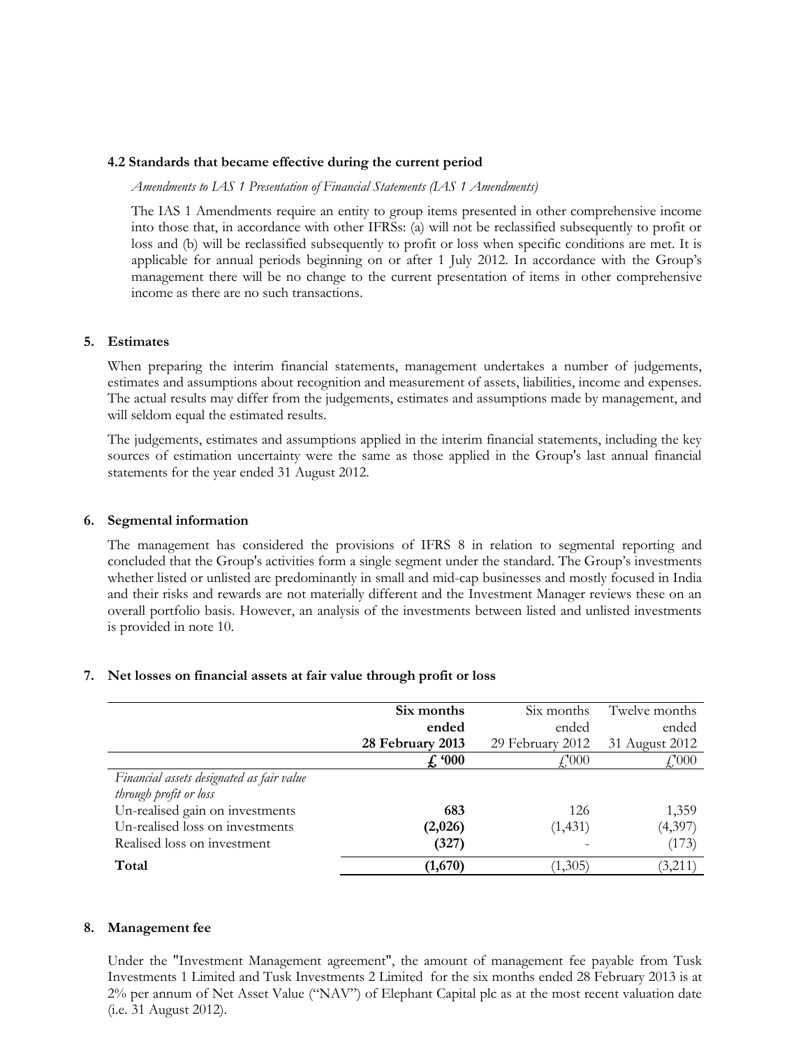### 4.2 Standards that became effective during the current period

*Amendments to IAS 1 Presentation of Financial Statements (IAS 1 Amendments)*

The IAS 1 Amendments require an entity to group items presented in other comprehensive income into those that, in accordance with other IFRSs: (a) will not be reclassified subsequently to profit or loss and (b) will be reclassified subsequently to profit or loss when specific conditions are met. It is applicable for annual periods beginning on or after 1 July 2012. In accordance with the Group's management there will be no change to the current presentation of items in other comprehensive income as there are no such transactions.

## 5. Estimates

When preparing the interim financial statements, management undertakes a number of judgements, estimates and assumptions about recognition and measurement of assets, liabilities, income and expenses. The actual results may differ from the judgements, estimates and assumptions made by management, and will seldom equal the estimated results.

The judgements, estimates and assumptions applied in the interim financial statements, including the key sources of estimation uncertainty were the same as those applied in the Group's last annual financial statements for the year ended 31 August 2012.

## 6. Segmental information

The management has considered the provisions of IFRS 8 in relation to segmental reporting and concluded that the Group's activities form a single segment under the standard. The Group's investments whether listed or unlisted are predominantly in small and mid-cap businesses and mostly focused in India and their risks and rewards are not materially different and the Investment Manager reviews these on an overall portfolio basis. However, an analysis of the investments between listed and unlisted investments is provided in note 10.

## 7. Net losses on financial assets at fair value through profit or loss

| | **Six months ended 28 February 2013** | Six months ended 29 February 2012 | Twelve months ended 31 August 2012 |
|---|---|---|---|
| | **£ '000** | £'000 | £'000 |
| *Financial assets designated as fair value through profit or loss* | | | |
| Un-realised gain on investments | **683** | 126 | 1,359 |
| Un-realised loss on investments | **(2,026)** | (1,431) | (4,397) |
| Realised loss on investment | **(327)** | - | (173) |
| **Total** | **(1,670)** | (1,305) | (3,211) |

## 8. Management fee

Under the "Investment Management agreement", the amount of management fee payable from Tusk Investments 1 Limited and Tusk Investments 2 Limited for the six months ended 28 February 2013 is at 2% per annum of Net Asset Value ("NAV") of Elephant Capital plc as at the most recent valuation date (i.e. 31 August 2012).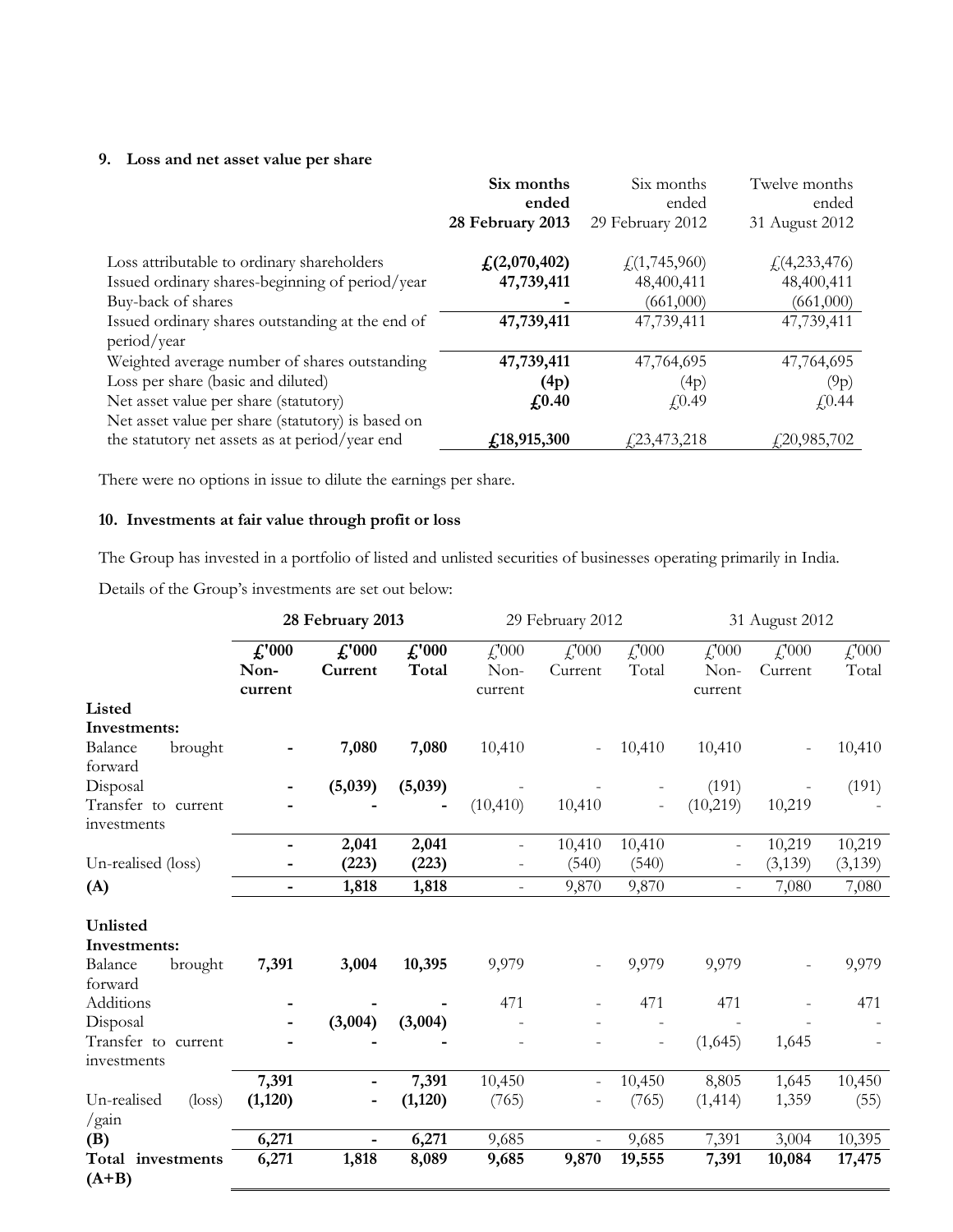## 9. Loss and net asset value per share

| | **Six months ended 28 February 2013** | Six months ended 29 February 2012 | Twelve months ended 31 August 2012 |
|---|---|---|---|
| Loss attributable to ordinary shareholders | **£(2,070,402)** | £(1,745,960) | £(4,233,476) |
| Issued ordinary shares-beginning of period/year | **47,739,411** | 48,400,411 | 48,400,411 |
| Buy-back of shares | **-** | (661,000) | (661,000) |
| Issued ordinary shares outstanding at the end of period/year | **47,739,411** | 47,739,411 | 47,739,411 |
| Weighted average number of shares outstanding | **47,739,411** | 47,764,695 | 47,764,695 |
| Loss per share (basic and diluted) | **(4p)** | (4p) | (9p) |
| Net asset value per share (statutory) | **£0.40** | £0.49 | £0.44 |
| Net asset value per share (statutory) is based on the statutory net assets as at period/year end | **£18,915,300** | £23,473,218 | £20,985,702 |

There were no options in issue to dilute the earnings per share.

## 10. Investments at fair value through profit or loss

The Group has invested in a portfolio of listed and unlisted securities of businesses operating primarily in India.

Details of the Group's investments are set out below:

| | **28 February 2013** | | | 29 February 2012 | | | 31 August 2012 | | |
|---|---|---|---|---|---|---|---|---|---|
| | **£'000 Non-current** | **£'000 Current** | **£'000 Total** | £'000 Non-current | £'000 Current | £'000 Total | £'000 Non-current | £'000 Current | £'000 Total |
| **Listed Investments:** | | | | | | | | | |
| Balance brought forward | **-** | **7,080** | **7,080** | 10,410 | - | 10,410 | 10,410 | - | 10,410 |
| Disposal | **-** | **(5,039)** | **(5,039)** | - | - | - | (191) | - | (191) |
| Transfer to current investments | **-** | **-** | **-** | (10,410) | 10,410 | - | (10,219) | 10,219 | - |
| | **-** | **2,041** | **2,041** | - | 10,410 | 10,410 | - | 10,219 | 10,219 |
| Un-realised (loss) | **-** | **(223)** | **(223)** | - | (540) | (540) | - | (3,139) | (3,139) |
| **(A)** | **-** | **1,818** | **1,818** | - | 9,870 | 9,870 | - | 7,080 | 7,080 |
| **Unlisted Investments:** | | | | | | | | | |
| Balance brought forward | **7,391** | **3,004** | **10,395** | 9,979 | - | 9,979 | 9,979 | - | 9,979 |
| Additions | **-** | **-** | **-** | 471 | - | 471 | 471 | - | 471 |
| Disposal | **-** | **(3,004)** | **(3,004)** | - | - | - | - | - | - |
| Transfer to current investments | **-** | **-** | **-** | - | - | - | (1,645) | 1,645 | - |
| | **7,391** | **-** | **7,391** | 10,450 | - | 10,450 | 8,805 | 1,645 | 10,450 |
| Un-realised (loss) /gain | **(1,120)** | **-** | **(1,120)** | (765) | - | (765) | (1,414) | 1,359 | (55) |
| **(B)** | **6,271** | **-** | **6,271** | 9,685 | - | 9,685 | 7,391 | 3,004 | 10,395 |
| **Total investments (A+B)** | **6,271** | **1,818** | **8,089** | **9,685** | **9,870** | **19,555** | **7,391** | **10,084** | **17,475** |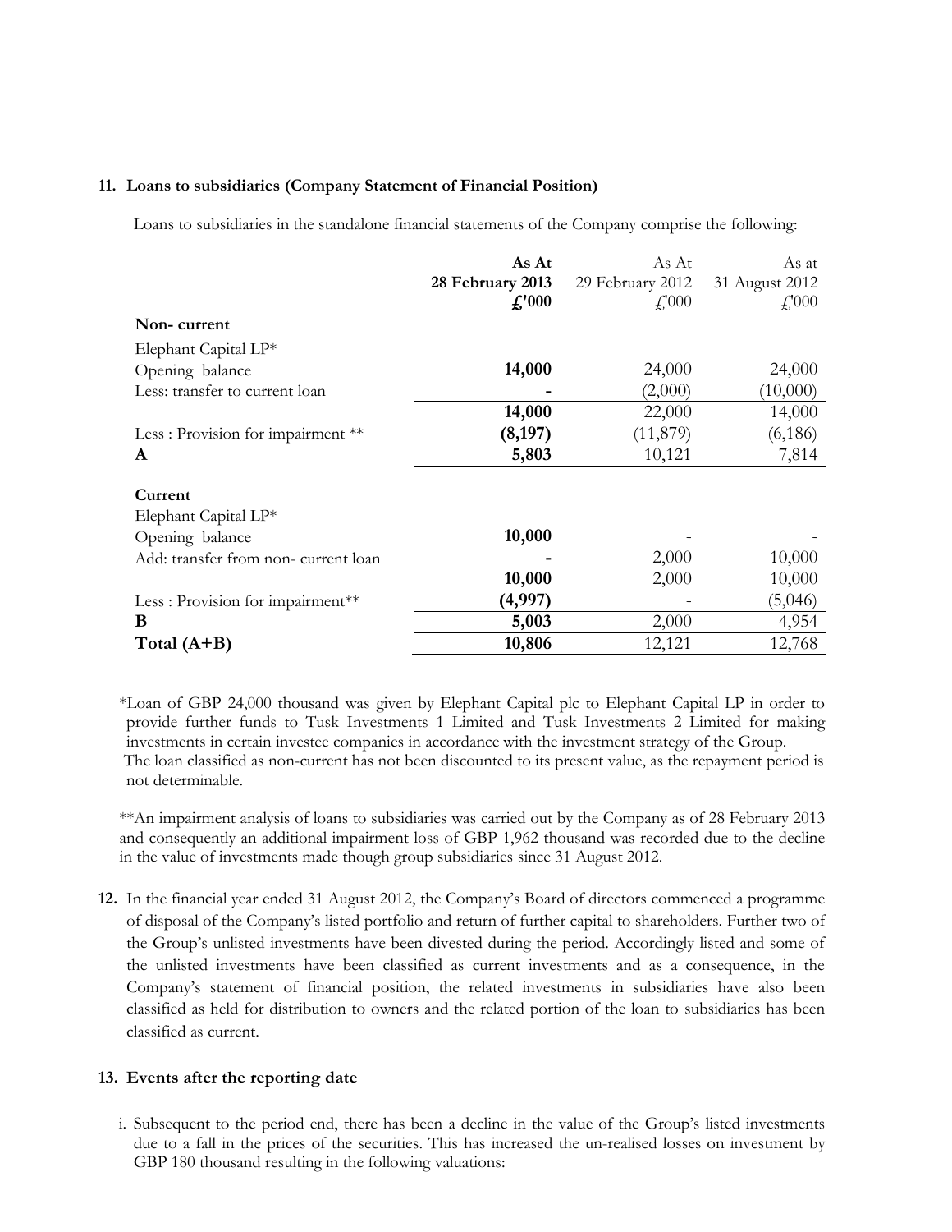**11. Loans to subsidiaries (Company Statement of Financial Position)**

Loans to subsidiaries in the standalone financial statements of the Company comprise the following:

| | **As At 28 February 2013 £'000** | As At 29 February 2012 £'000 | As at 31 August 2012 £'000 |
|---|---|---|---|
| **Non- current** | | | |
| Elephant Capital LP* | | | |
| Opening balance | **14,000** | 24,000 | 24,000 |
| Less: transfer to current loan | **-** | (2,000) | (10,000) |
| | **14,000** | 22,000 | 14,000 |
| Less : Provision for impairment ** | **(8,197)** | (11,879) | (6,186) |
| **A** | **5,803** | 10,121 | 7,814 |
| **Current** | | | |
| Elephant Capital LP* | | | |
| Opening balance | **10,000** | - | - |
| Add: transfer from non- current loan | **-** | 2,000 | 10,000 |
| | **10,000** | 2,000 | 10,000 |
| Less : Provision for impairment** | **(4,997)** | - | (5,046) |
| **B** | **5,003** | 2,000 | 4,954 |
| **Total (A+B)** | **10,806** | 12,121 | 12,768 |

*Loan of GBP 24,000 thousand was given by Elephant Capital plc to Elephant Capital LP in order to provide further funds to Tusk Investments 1 Limited and Tusk Investments 2 Limited for making investments in certain investee companies in accordance with the investment strategy of the Group. The loan classified as non-current has not been discounted to its present value, as the repayment period is not determinable.

**An impairment analysis of loans to subsidiaries was carried out by the Company as of 28 February 2013 and consequently an additional impairment loss of GBP 1,962 thousand was recorded due to the decline in the value of investments made though group subsidiaries since 31 August 2012.

**12.** In the financial year ended 31 August 2012, the Company's Board of directors commenced a programme of disposal of the Company's listed portfolio and return of further capital to shareholders. Further two of the Group's unlisted investments have been divested during the period. Accordingly listed and some of the unlisted investments have been classified as current investments and as a consequence, in the Company's statement of financial position, the related investments in subsidiaries have also been classified as held for distribution to owners and the related portion of the loan to subsidiaries has been classified as current.

**13. Events after the reporting date**

i. Subsequent to the period end, there has been a decline in the value of the Group's listed investments due to a fall in the prices of the securities. This has increased the un-realised losses on investment by GBP 180 thousand resulting in the following valuations: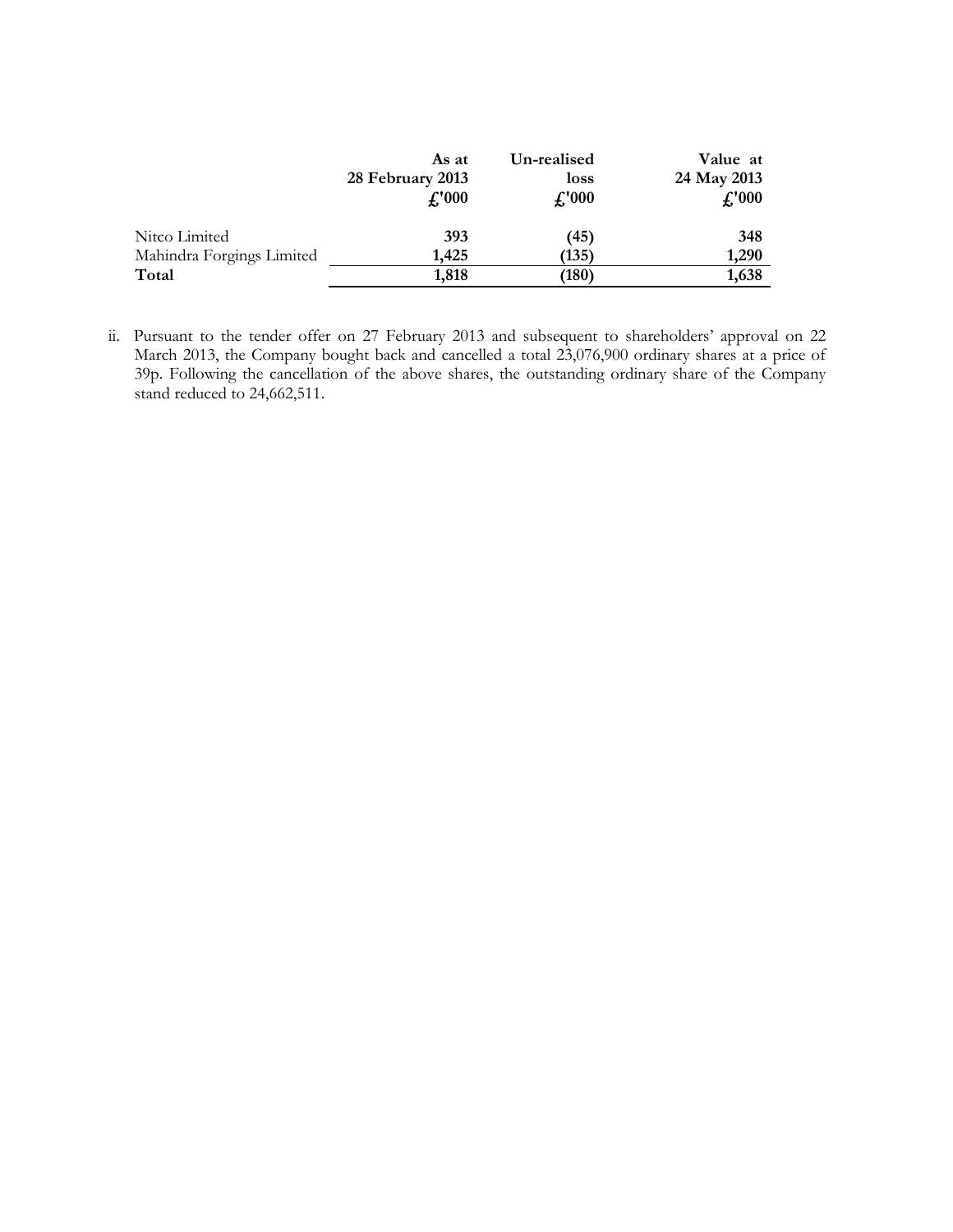| | As at 28 February 2013 £'000 | Un-realised loss £'000 | Value at 24 May 2013 £'000 |
|---|---|---|---|
| Nitco Limited | **393** | **(45)** | **348** |
| Mahindra Forgings Limited | **1,425** | **(135)** | **1,290** |
| **Total** | **1,818** | **(180)** | **1,638** |

ii. Pursuant to the tender offer on 27 February 2013 and subsequent to shareholders' approval on 22 March 2013, the Company bought back and cancelled a total 23,076,900 ordinary shares at a price of 39p. Following the cancellation of the above shares, the outstanding ordinary share of the Company stand reduced to 24,662,511.